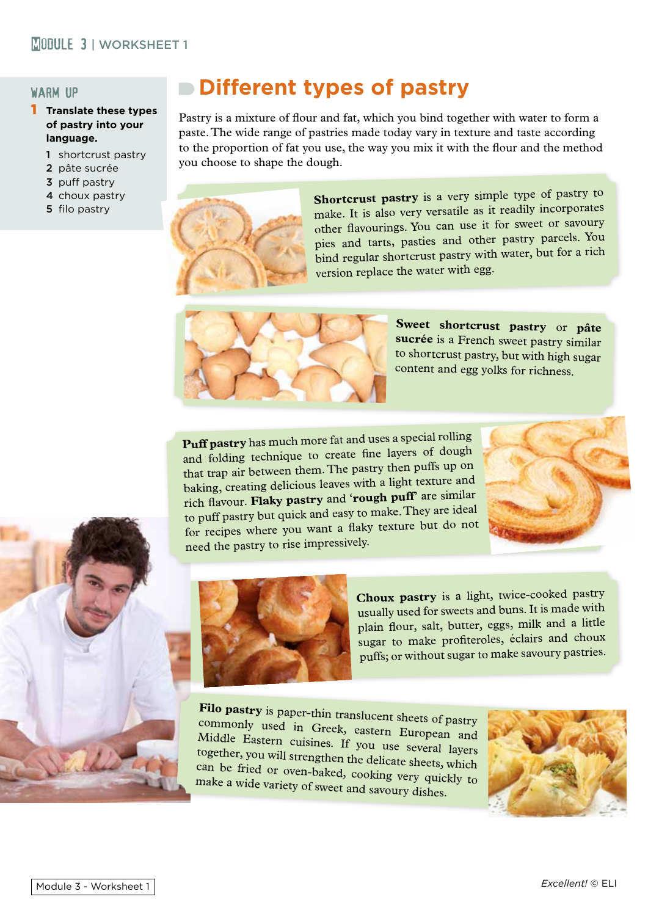## WARM UP

**1 Translate these types of pastry into your language.**

1. shortcrust pastry
2. pâte sucrée
3. puff pastry
4. choux pastry
5. filo pastry

# Different types of pastry

Pastry is a mixture of flour and fat, which you bind together with water to form a paste. The wide range of pastries made today vary in texture and taste according to the proportion of fat you use, the way you mix it with the flour and the method you choose to shape the dough.

**Shortcrust pastry** is a very simple type of pastry to make. It is also very versatile as it readily incorporates other flavourings. You can use it for sweet or savoury pies and tarts, pasties and other pastry parcels. You bind regular shortcrust pastry with water, but for a rich version replace the water with egg.

**Sweet shortcrust pastry** or **pâte sucrée** is a French sweet pastry similar to shortcrust pastry, but with high sugar content and egg yolks for richness.

**Puff pastry** has much more fat and uses a special rolling and folding technique to create fine layers of dough that trap air between them. The pastry then puffs up on baking, creating delicious leaves with a light texture and rich flavour. **Flaky pastry** and '**rough puff**' are similar to puff pastry but quick and easy to make. They are ideal for recipes where you want a flaky texture but do not need the pastry to rise impressively.

**Choux pastry** is a light, twice-cooked pastry usually used for sweets and buns. It is made with plain flour, salt, butter, eggs, milk and a little sugar to make profiteroles, éclairs and choux puffs; or without sugar to make savoury pastries.

**Filo pastry** is paper-thin translucent sheets of pastry commonly used in Greek, eastern European and Middle Eastern cuisines. If you use several layers together, you will strengthen the delicate sheets, which can be fried or oven-baked, cooking very quickly to make a wide variety of sweet and savoury dishes.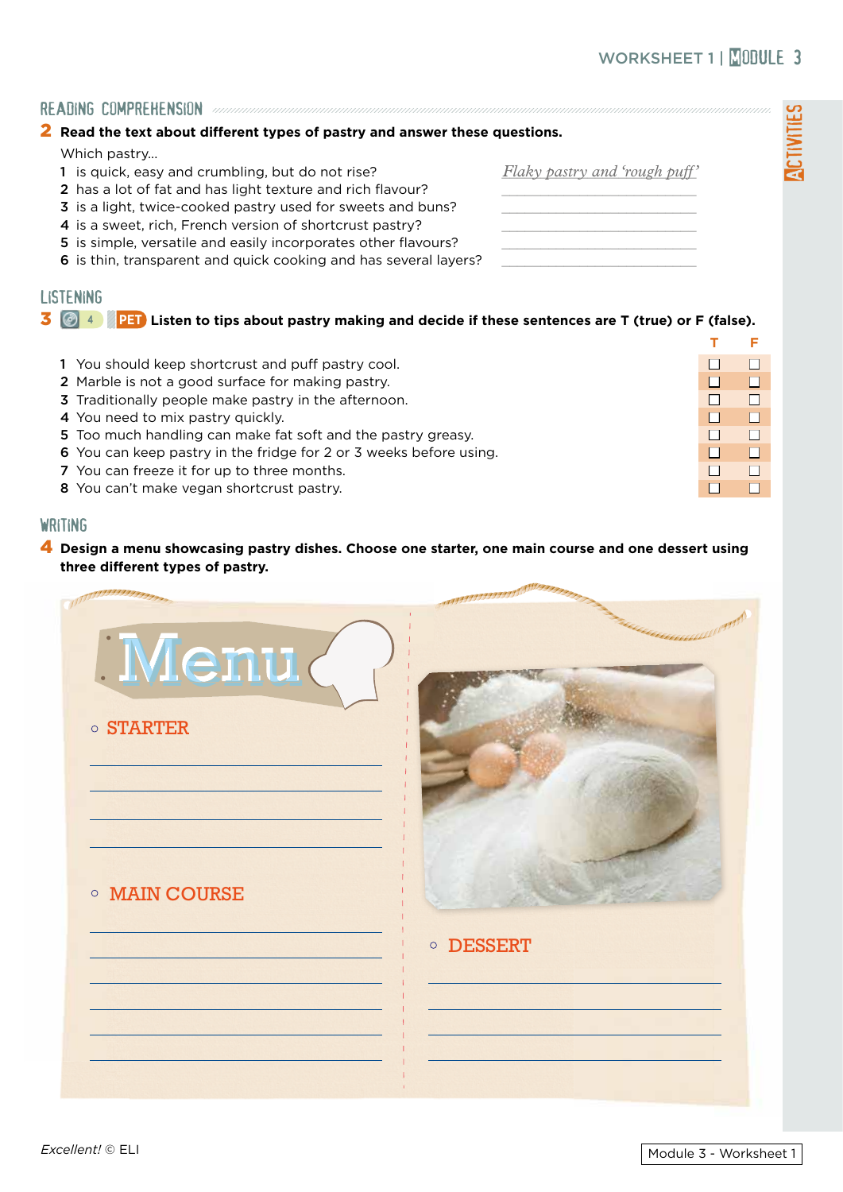## READING COMPREHENSION

**2 Read the text about different types of pastry and answer these questions.**

Which pastry...

1 is quick, easy and crumbling, but do not rise? *Flaky pastry and 'rough puff'*
2 has a lot of fat and has light texture and rich flavour? ____________
3 is a light, twice-cooked pastry used for sweets and buns? ____________
4 is a sweet, rich, French version of shortcrust pastry? ____________
5 is simple, versatile and easily incorporates other flavours? ____________
6 is thin, transparent and quick cooking and has several layers? ____________

## LISTENING

**3** 4 PET **Listen to tips about pastry making and decide if these sentences are T (true) or F (false).**

| | | T | F |
|---|---|---|---|
| 1 | You should keep shortcrust and puff pastry cool. | ☐ | ☐ |
| 2 | Marble is not a good surface for making pastry. | ☐ | ☐ |
| 3 | Traditionally people make pastry in the afternoon. | ☐ | ☐ |
| 4 | You need to mix pastry quickly. | ☐ | ☐ |
| 5 | Too much handling can make fat soft and the pastry greasy. | ☐ | ☐ |
| 6 | You can keep pastry in the fridge for 2 or 3 weeks before using. | ☐ | ☐ |
| 7 | You can freeze it for up to three months. | ☐ | ☐ |
| 8 | You can't make vegan shortcrust pastry. | ☐ | ☐ |

## WRITING

**4 Design a menu showcasing pastry dishes. Choose one starter, one main course and one dessert using three different types of pastry.**

Menu

- STARTER

____________

- MAIN COURSE

____________

- DESSERT

____________